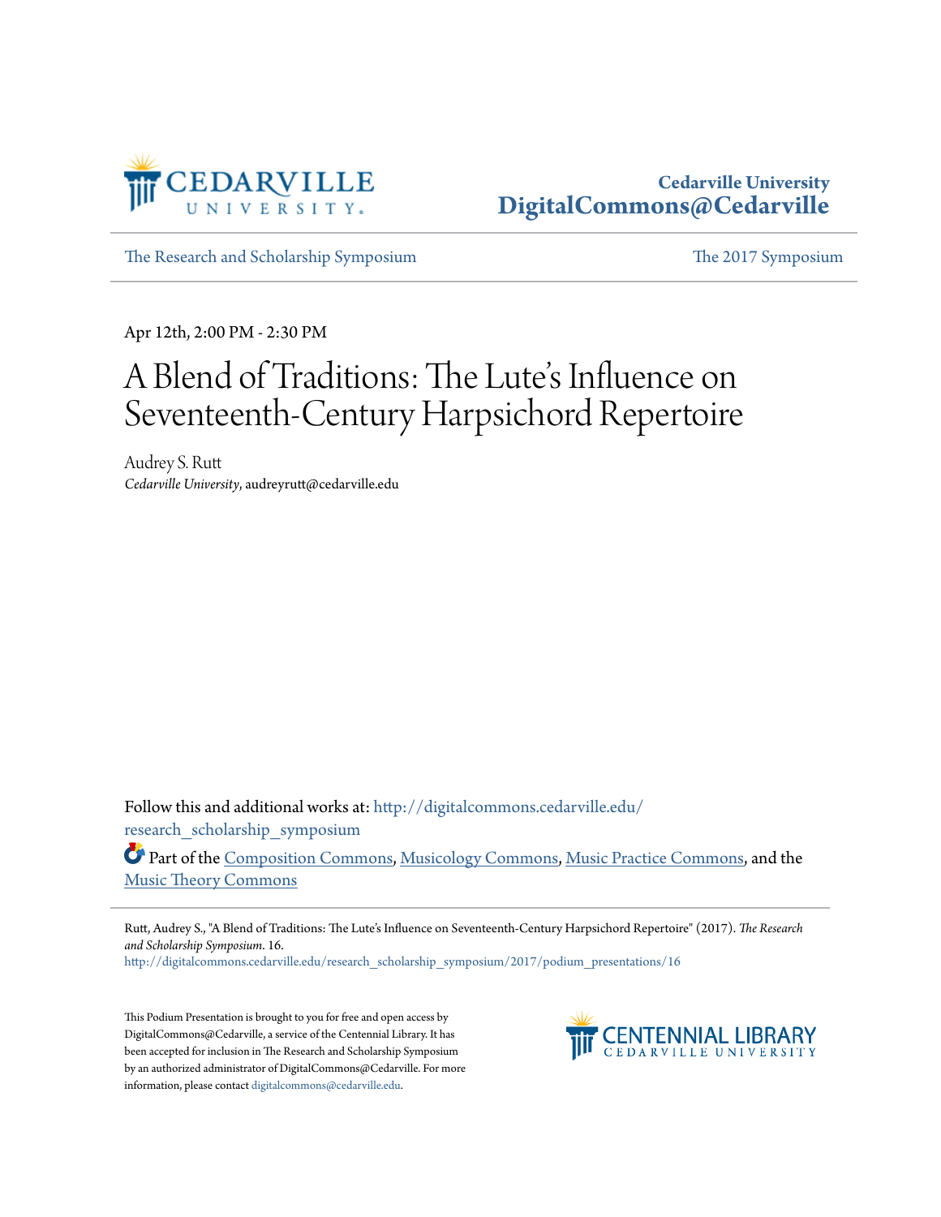Cedarville University
DigitalCommons@Cedarville

The Research and Scholarship Symposium | The 2017 Symposium

Apr 12th, 2:00 PM - 2:30 PM

# A Blend of Traditions: The Lute's Influence on Seventeenth-Century Harpsichord Repertoire

Audrey S. Rutt
*Cedarville University*, audreyrutt@cedarville.edu

Follow this and additional works at: http://digitalcommons.cedarville.edu/research_scholarship_symposium

Part of the Composition Commons, Musicology Commons, Music Practice Commons, and the Music Theory Commons

Rutt, Audrey S., "A Blend of Traditions: The Lute's Influence on Seventeenth-Century Harpsichord Repertoire" (2017). *The Research and Scholarship Symposium*. 16.
http://digitalcommons.cedarville.edu/research_scholarship_symposium/2017/podium_presentations/16

This Podium Presentation is brought to you for free and open access by DigitalCommons@Cedarville, a service of the Centennial Library. It has been accepted for inclusion in The Research and Scholarship Symposium by an authorized administrator of DigitalCommons@Cedarville. For more information, please contact digitalcommons@cedarville.edu.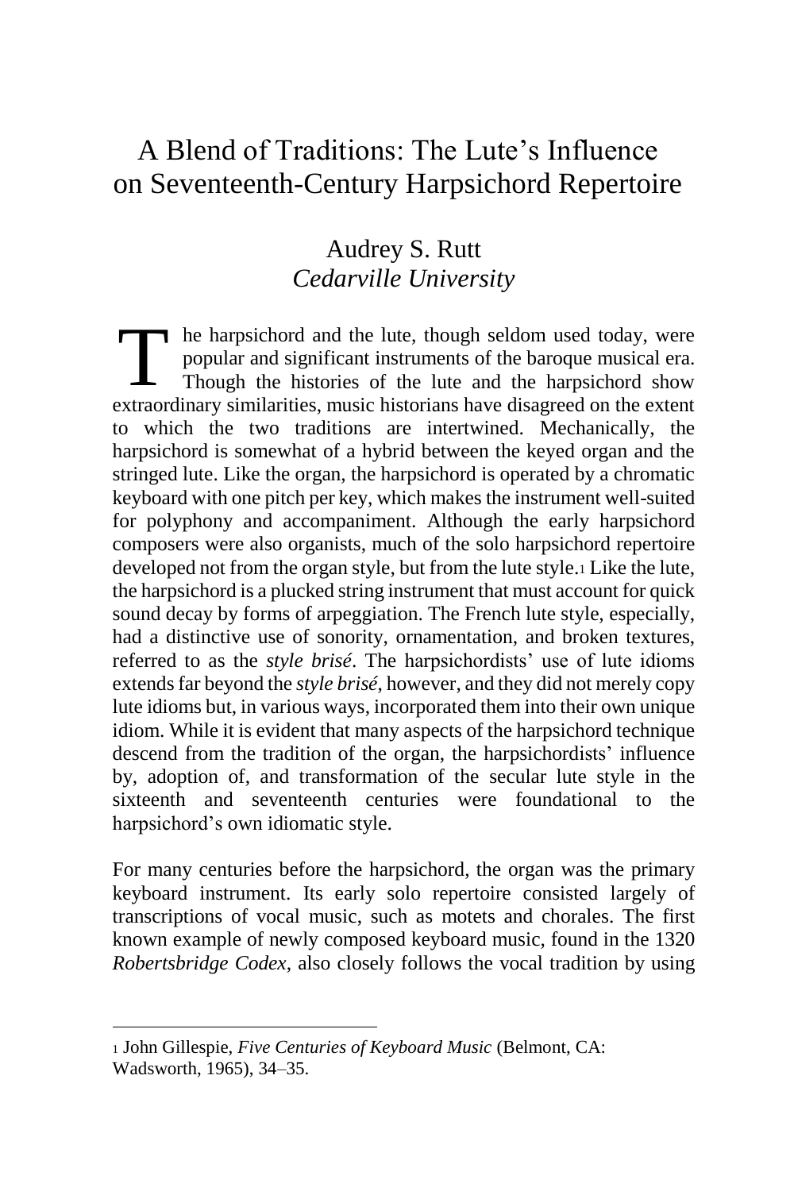# A Blend of Traditions: The Lute's Influence on Seventeenth-Century Harpsichord Repertoire

Audrey S. Rutt
*Cedarville University*

The harpsichord and the lute, though seldom used today, were popular and significant instruments of the baroque musical era. Though the histories of the lute and the harpsichord show extraordinary similarities, music historians have disagreed on the extent to which the two traditions are intertwined. Mechanically, the harpsichord is somewhat of a hybrid between the keyed organ and the stringed lute. Like the organ, the harpsichord is operated by a chromatic keyboard with one pitch per key, which makes the instrument well-suited for polyphony and accompaniment. Although the early harpsichord composers were also organists, much of the solo harpsichord repertoire developed not from the organ style, but from the lute style.[1] Like the lute, the harpsichord is a plucked string instrument that must account for quick sound decay by forms of arpeggiation. The French lute style, especially, had a distinctive use of sonority, ornamentation, and broken textures, referred to as the *style brisé*. The harpsichordists' use of lute idioms extends far beyond the *style brisé*, however, and they did not merely copy lute idioms but, in various ways, incorporated them into their own unique idiom. While it is evident that many aspects of the harpsichord technique descend from the tradition of the organ, the harpsichordists' influence by, adoption of, and transformation of the secular lute style in the sixteenth and seventeenth centuries were foundational to the harpsichord's own idiomatic style.

For many centuries before the harpsichord, the organ was the primary keyboard instrument. Its early solo repertoire consisted largely of transcriptions of vocal music, such as motets and chorales. The first known example of newly composed keyboard music, found in the 1320 *Robertsbridge Codex*, also closely follows the vocal tradition by using

---

[1] John Gillespie, *Five Centuries of Keyboard Music* (Belmont, CA: Wadsworth, 1965), 34–35.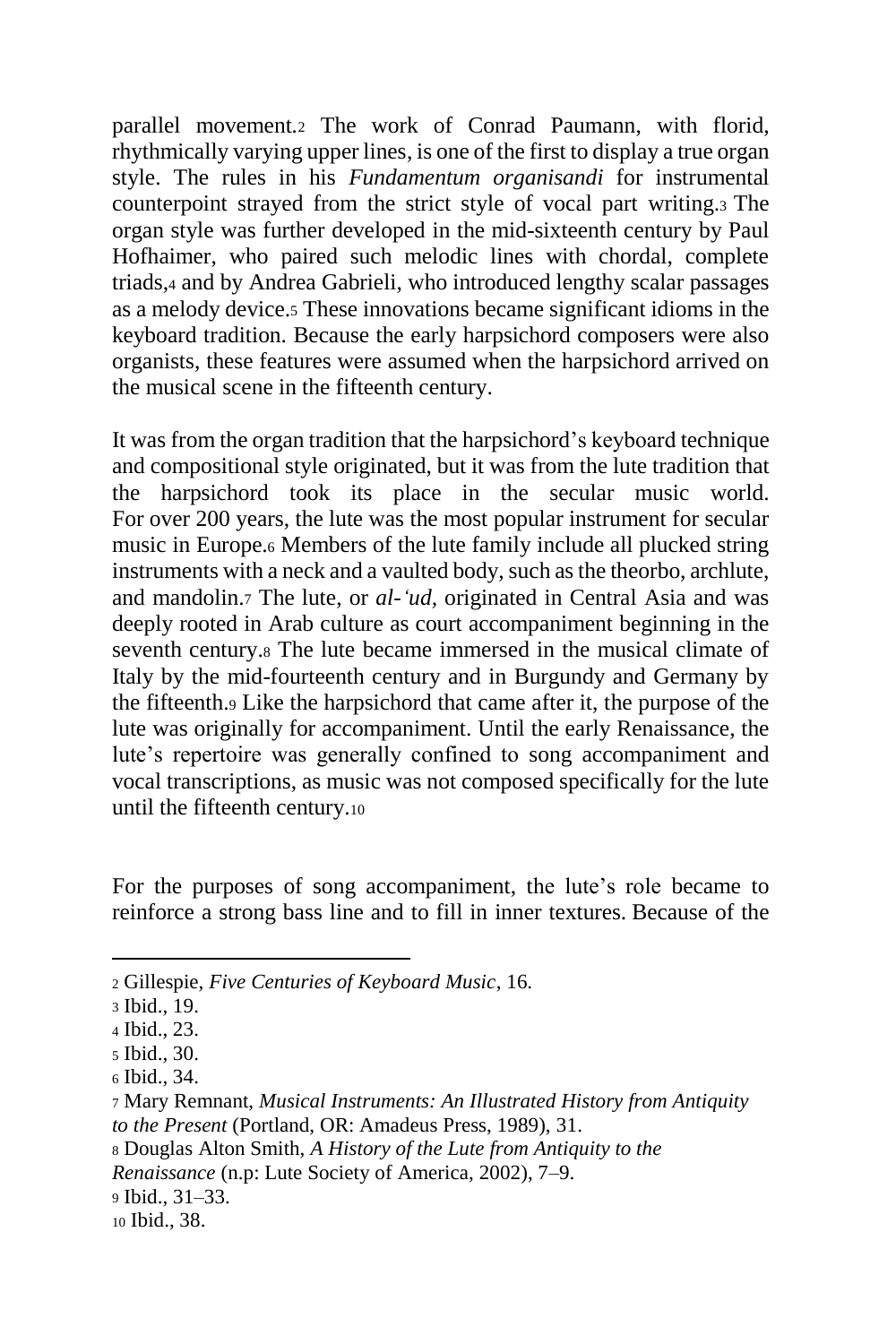parallel movement.[2] The work of Conrad Paumann, with florid, rhythmically varying upper lines, is one of the first to display a true organ style. The rules in his *Fundamentum organisandi* for instrumental counterpoint strayed from the strict style of vocal part writing.[3] The organ style was further developed in the mid-sixteenth century by Paul Hofhaimer, who paired such melodic lines with chordal, complete triads,[4] and by Andrea Gabrieli, who introduced lengthy scalar passages as a melody device.[5] These innovations became significant idioms in the keyboard tradition. Because the early harpsichord composers were also organists, these features were assumed when the harpsichord arrived on the musical scene in the fifteenth century.

It was from the organ tradition that the harpsichord's keyboard technique and compositional style originated, but it was from the lute tradition that the harpsichord took its place in the secular music world. For over 200 years, the lute was the most popular instrument for secular music in Europe.[6] Members of the lute family include all plucked string instruments with a neck and a vaulted body, such as the theorbo, archlute, and mandolin.[7] The lute, or *al-'ud,* originated in Central Asia and was deeply rooted in Arab culture as court accompaniment beginning in the seventh century.[8] The lute became immersed in the musical climate of Italy by the mid-fourteenth century and in Burgundy and Germany by the fifteenth.[9] Like the harpsichord that came after it, the purpose of the lute was originally for accompaniment. Until the early Renaissance, the lute's repertoire was generally confined to song accompaniment and vocal transcriptions, as music was not composed specifically for the lute until the fifteenth century.[10]

For the purposes of song accompaniment, the lute's role became to reinforce a strong bass line and to fill in inner textures. Because of the

---

[2] Gillespie, *Five Centuries of Keyboard Music*, 16.

[3] Ibid., 19.

[4] Ibid., 23.

[5] Ibid., 30.

[6] Ibid., 34.

[7] Mary Remnant, *Musical Instruments: An Illustrated History from Antiquity to the Present* (Portland, OR: Amadeus Press, 1989), 31.

[8] Douglas Alton Smith, *A History of the Lute from Antiquity to the Renaissance* (n.p: Lute Society of America, 2002), 7–9.

[9] Ibid., 31–33.

[10] Ibid., 38.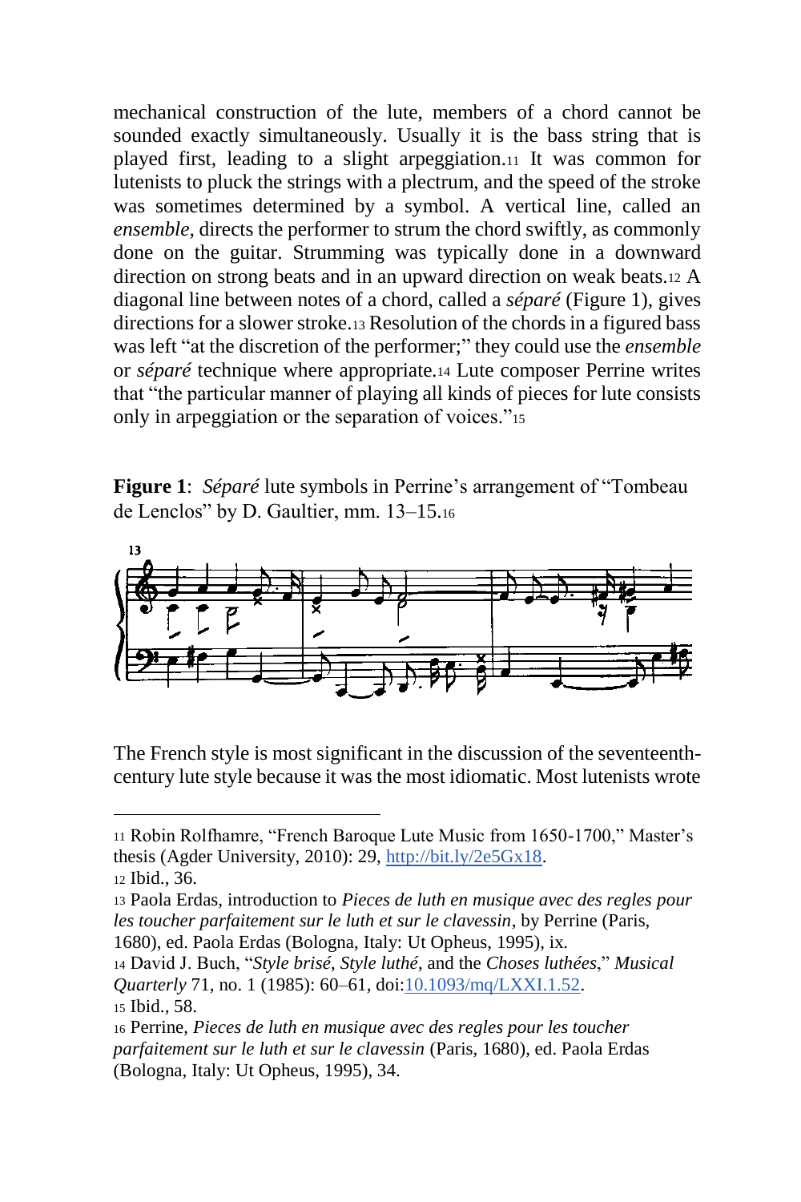mechanical construction of the lute, members of a chord cannot be sounded exactly simultaneously. Usually it is the bass string that is played first, leading to a slight arpeggiation.[11] It was common for lutenists to pluck the strings with a plectrum, and the speed of the stroke was sometimes determined by a symbol. A vertical line, called an *ensemble,* directs the performer to strum the chord swiftly, as commonly done on the guitar. Strumming was typically done in a downward direction on strong beats and in an upward direction on weak beats.[12] A diagonal line between notes of a chord, called a *séparé* (Figure 1), gives directions for a slower stroke.[13] Resolution of the chords in a figured bass was left "at the discretion of the performer;" they could use the *ensemble* or *séparé* technique where appropriate.[14] Lute composer Perrine writes that "the particular manner of playing all kinds of pieces for lute consists only in arpeggiation or the separation of voices."[15]

**Figure 1**: *Séparé* lute symbols in Perrine's arrangement of "Tombeau de Lenclos" by D. Gaultier, mm. 13–15.[16]

The French style is most significant in the discussion of the seventeenth-century lute style because it was the most idiomatic. Most lutenists wrote

---

[11] Robin Rolfhamre, "French Baroque Lute Music from 1650-1700," Master's thesis (Agder University, 2010): 29, http://bit.ly/2e5Gx18.

[12] Ibid., 36.

[13] Paola Erdas, introduction to *Pieces de luth en musique avec des regles pour les toucher parfaitement sur le luth et sur le clavessin*, by Perrine (Paris, 1680), ed. Paola Erdas (Bologna, Italy: Ut Opheus, 1995), ix.

[14] David J. Buch, "*Style brisé, Style luthé*, and the *Choses luthées*," *Musical Quarterly* 71, no. 1 (1985): 60–61, doi:10.1093/mq/LXXI.1.52.

[15] Ibid., 58.

[16] Perrine, *Pieces de luth en musique avec des regles pour les toucher parfaitement sur le luth et sur le clavessin* (Paris, 1680), ed. Paola Erdas (Bologna, Italy: Ut Opheus, 1995), 34.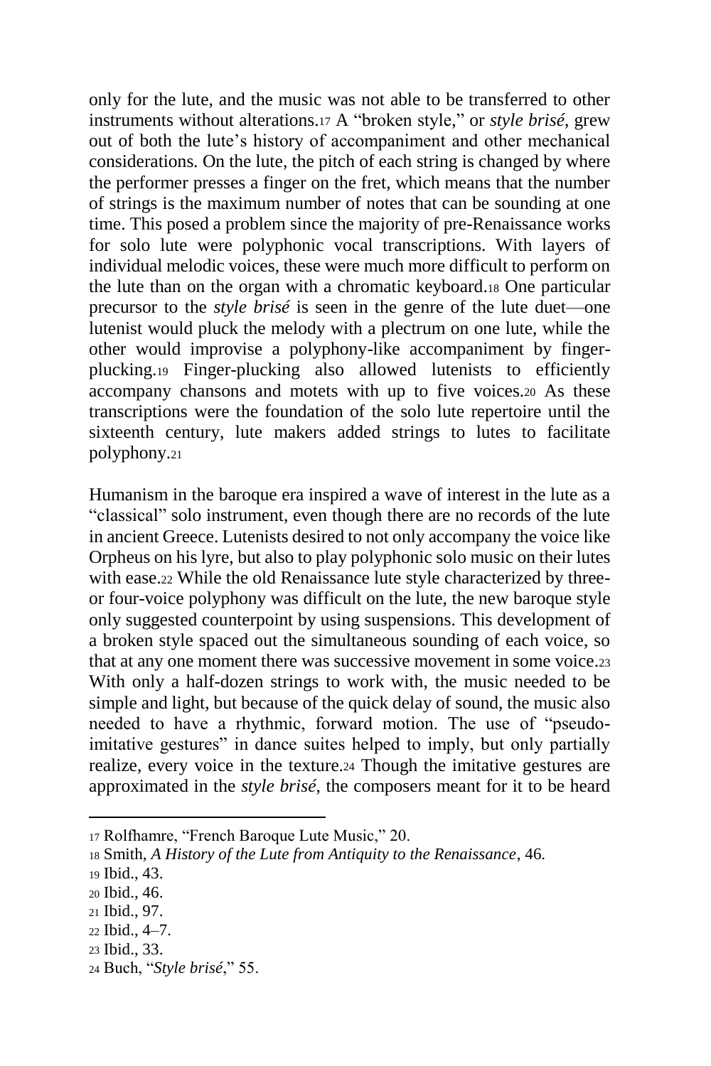only for the lute, and the music was not able to be transferred to other instruments without alterations.[17] A "broken style," or *style brisé*, grew out of both the lute's history of accompaniment and other mechanical considerations. On the lute, the pitch of each string is changed by where the performer presses a finger on the fret, which means that the number of strings is the maximum number of notes that can be sounding at one time. This posed a problem since the majority of pre-Renaissance works for solo lute were polyphonic vocal transcriptions. With layers of individual melodic voices, these were much more difficult to perform on the lute than on the organ with a chromatic keyboard.[18] One particular precursor to the *style brisé* is seen in the genre of the lute duet—one lutenist would pluck the melody with a plectrum on one lute, while the other would improvise a polyphony-like accompaniment by finger-plucking.[19] Finger-plucking also allowed lutenists to efficiently accompany chansons and motets with up to five voices.[20] As these transcriptions were the foundation of the solo lute repertoire until the sixteenth century, lute makers added strings to lutes to facilitate polyphony.[21]

Humanism in the baroque era inspired a wave of interest in the lute as a "classical" solo instrument, even though there are no records of the lute in ancient Greece. Lutenists desired to not only accompany the voice like Orpheus on his lyre, but also to play polyphonic solo music on their lutes with ease.[22] While the old Renaissance lute style characterized by three- or four-voice polyphony was difficult on the lute, the new baroque style only suggested counterpoint by using suspensions. This development of a broken style spaced out the simultaneous sounding of each voice, so that at any one moment there was successive movement in some voice.[23] With only a half-dozen strings to work with, the music needed to be simple and light, but because of the quick delay of sound, the music also needed to have a rhythmic, forward motion. The use of "pseudo-imitative gestures" in dance suites helped to imply, but only partially realize, every voice in the texture.[24] Though the imitative gestures are approximated in the *style brisé*, the composers meant for it to be heard

---

17 Rolfhamre, "French Baroque Lute Music," 20.

18 Smith, *A History of the Lute from Antiquity to the Renaissance*, 46.

19 Ibid., 43.

20 Ibid., 46.

21 Ibid., 97.

22 Ibid., 4–7.

23 Ibid., 33.

24 Buch, "*Style brisé*," 55.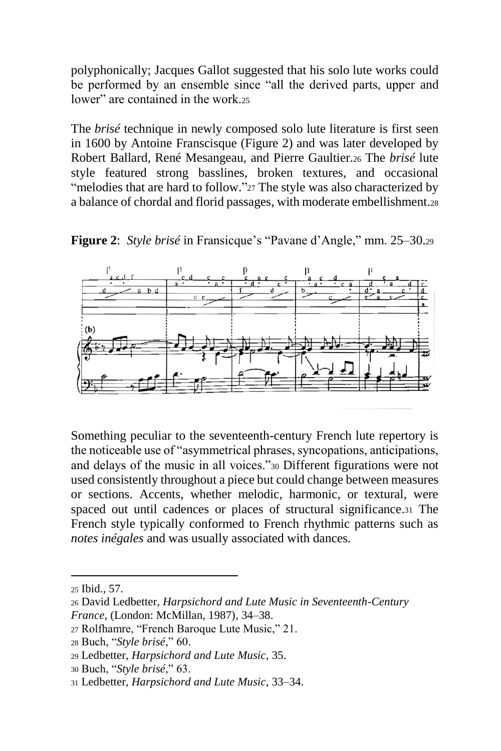polyphonically; Jacques Gallot suggested that his solo lute works could be performed by an ensemble since "all the derived parts, upper and lower" are contained in the work.[25]

The *brisé* technique in newly composed solo lute literature is first seen in 1600 by Antoine Franscisque (Figure 2) and was later developed by Robert Ballard, René Mesangeau, and Pierre Gaultier.[26] The *brisé* lute style featured strong basslines, broken textures, and occasional "melodies that are hard to follow."[27] The style was also characterized by a balance of chordal and florid passages, with moderate embellishment.[28]

**Figure 2**: *Style brisé* in Fransicque's "Pavane d'Angle," mm. 25–30.[29]

Something peculiar to the seventeenth-century French lute repertory is the noticeable use of "asymmetrical phrases, syncopations, anticipations, and delays of the music in all voices."[30] Different figurations were not used consistently throughout a piece but could change between measures or sections. Accents, whether melodic, harmonic, or textural, were spaced out until cadences or places of structural significance.[31] The French style typically conformed to French rhythmic patterns such as *notes inégales* and was usually associated with dances.

---

25 Ibid., 57.

26 David Ledbetter, *Harpsichord and Lute Music in Seventeenth-Century France*, (London: McMillan, 1987), 34–38.

27 Rolfhamre, "French Baroque Lute Music," 21.

28 Buch, "*Style brisé*," 60.

29 Ledbetter, *Harpsichord and Lute Music*, 35.

30 Buch, "*Style brisé*," 63.

31 Ledbetter, *Harpsichord and Lute Music*, 33–34.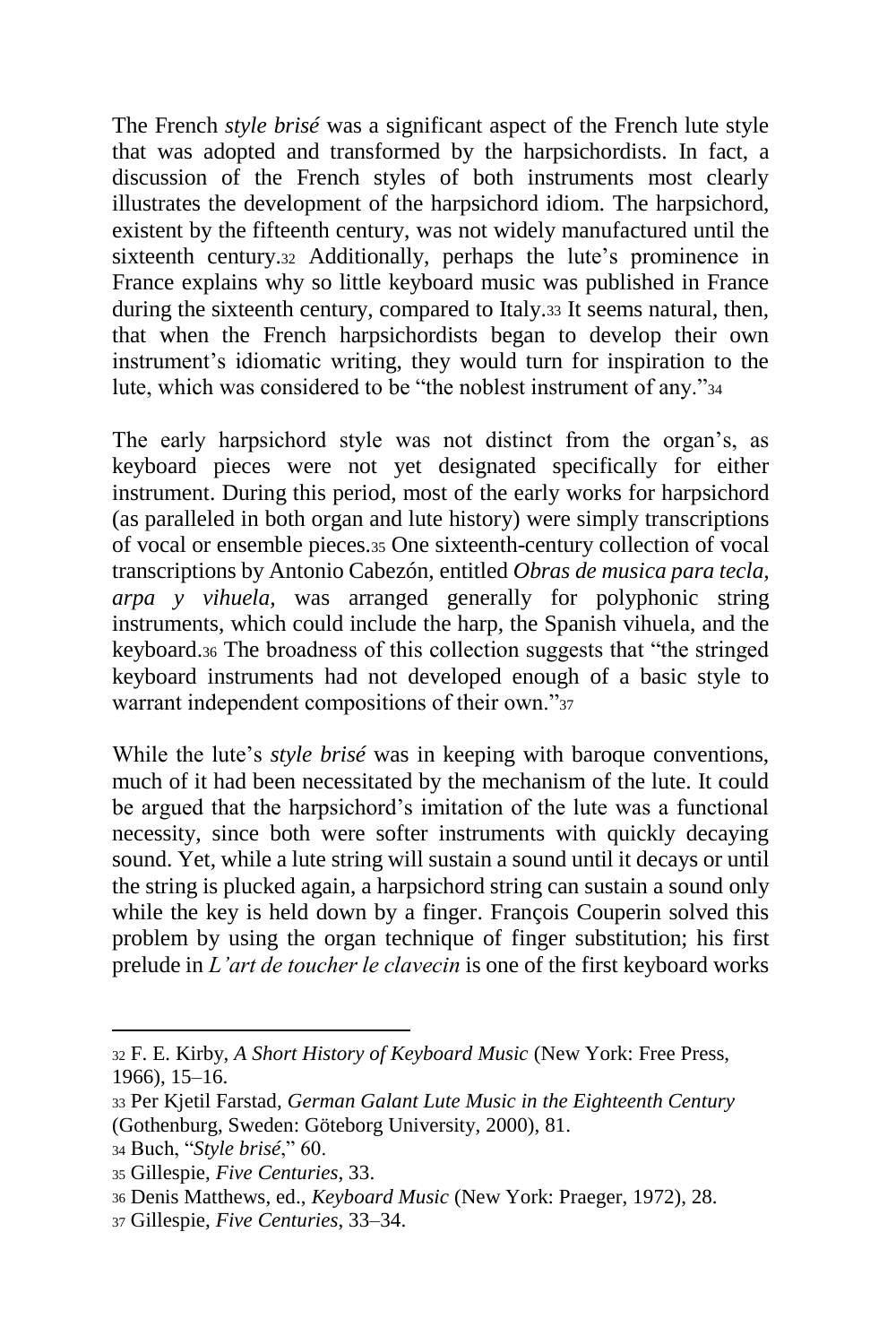The French *style brisé* was a significant aspect of the French lute style that was adopted and transformed by the harpsichordists. In fact, a discussion of the French styles of both instruments most clearly illustrates the development of the harpsichord idiom. The harpsichord, existent by the fifteenth century, was not widely manufactured until the sixteenth century.[32] Additionally, perhaps the lute's prominence in France explains why so little keyboard music was published in France during the sixteenth century, compared to Italy.[33] It seems natural, then, that when the French harpsichordists began to develop their own instrument's idiomatic writing, they would turn for inspiration to the lute, which was considered to be "the noblest instrument of any."[34]

The early harpsichord style was not distinct from the organ's, as keyboard pieces were not yet designated specifically for either instrument. During this period, most of the early works for harpsichord (as paralleled in both organ and lute history) were simply transcriptions of vocal or ensemble pieces.[35] One sixteenth-century collection of vocal transcriptions by Antonio Cabezón, entitled *Obras de musica para tecla, arpa y vihuela*, was arranged generally for polyphonic string instruments, which could include the harp, the Spanish vihuela, and the keyboard.[36] The broadness of this collection suggests that "the stringed keyboard instruments had not developed enough of a basic style to warrant independent compositions of their own."[37]

While the lute's *style brisé* was in keeping with baroque conventions, much of it had been necessitated by the mechanism of the lute. It could be argued that the harpsichord's imitation of the lute was a functional necessity, since both were softer instruments with quickly decaying sound. Yet, while a lute string will sustain a sound until it decays or until the string is plucked again, a harpsichord string can sustain a sound only while the key is held down by a finger. François Couperin solved this problem by using the organ technique of finger substitution; his first prelude in *L'art de toucher le clavecin* is one of the first keyboard works

---

[32] F. E. Kirby, *A Short History of Keyboard Music* (New York: Free Press, 1966), 15–16.

[33] Per Kjetil Farstad, *German Galant Lute Music in the Eighteenth Century* (Gothenburg, Sweden: Göteborg University, 2000), 81.

[34] Buch, "*Style brisé*," 60.

[35] Gillespie, *Five Centuries*, 33.

[36] Denis Matthews, ed., *Keyboard Music* (New York: Praeger, 1972), 28.

[37] Gillespie, *Five Centuries*, 33–34.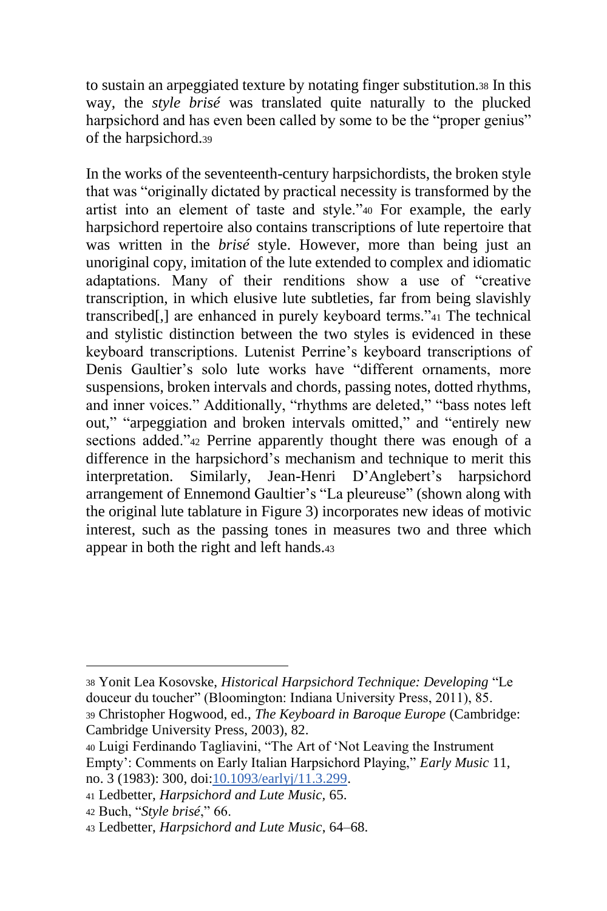to sustain an arpeggiated texture by notating finger substitution.[38] In this way, the *style brisé* was translated quite naturally to the plucked harpsichord and has even been called by some to be the "proper genius" of the harpsichord.[39]

In the works of the seventeenth-century harpsichordists, the broken style that was "originally dictated by practical necessity is transformed by the artist into an element of taste and style."[40] For example, the early harpsichord repertoire also contains transcriptions of lute repertoire that was written in the *brisé* style. However, more than being just an unoriginal copy, imitation of the lute extended to complex and idiomatic adaptations. Many of their renditions show a use of "creative transcription, in which elusive lute subtleties, far from being slavishly transcribed[,] are enhanced in purely keyboard terms."[41] The technical and stylistic distinction between the two styles is evidenced in these keyboard transcriptions. Lutenist Perrine's keyboard transcriptions of Denis Gaultier's solo lute works have "different ornaments, more suspensions, broken intervals and chords, passing notes, dotted rhythms, and inner voices." Additionally, "rhythms are deleted," "bass notes left out," "arpeggiation and broken intervals omitted," and "entirely new sections added."[42] Perrine apparently thought there was enough of a difference in the harpsichord's mechanism and technique to merit this interpretation. Similarly, Jean-Henri D'Anglebert's harpsichord arrangement of Ennemond Gaultier's "La pleureuse" (shown along with the original lute tablature in Figure 3) incorporates new ideas of motivic interest, such as the passing tones in measures two and three which appear in both the right and left hands.[43]

---

[38] Yonit Lea Kosovske, *Historical Harpsichord Technique: Developing* "Le douceur du toucher" (Bloomington: Indiana University Press, 2011), 85.
[39] Christopher Hogwood, ed., *The Keyboard in Baroque Europe* (Cambridge: Cambridge University Press, 2003), 82.
[40] Luigi Ferdinando Tagliavini, "The Art of 'Not Leaving the Instrument Empty': Comments on Early Italian Harpsichord Playing," *Early Music* 11, no. 3 (1983): 300, doi:10.1093/earlyj/11.3.299.
[41] Ledbetter, *Harpsichord and Lute Music*, 65.
[42] Buch, "*Style brisé*," 66.
[43] Ledbetter, *Harpsichord and Lute Music*, 64–68.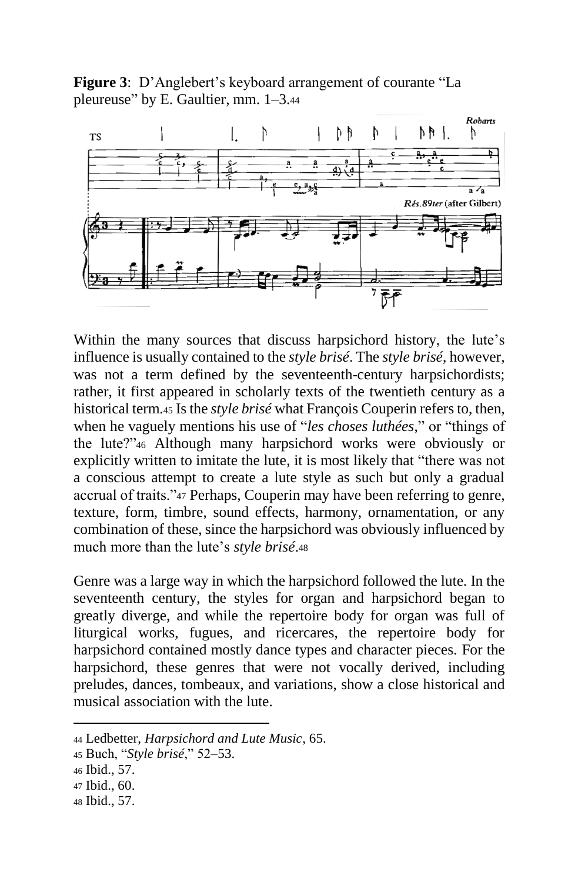**Figure 3**: D'Anglebert's keyboard arrangement of courante "La pleureuse" by E. Gaultier, mm. 1–3.[44]

Within the many sources that discuss harpsichord history, the lute's influence is usually contained to the *style brisé*. The *style brisé*, however, was not a term defined by the seventeenth-century harpsichordists; rather, it first appeared in scholarly texts of the twentieth century as a historical term.[45] Is the *style brisé* what François Couperin refers to, then, when he vaguely mentions his use of "*les choses luthées*," or "things of the lute?"[46] Although many harpsichord works were obviously or explicitly written to imitate the lute, it is most likely that "there was not a conscious attempt to create a lute style as such but only a gradual accrual of traits."[47] Perhaps, Couperin may have been referring to genre, texture, form, timbre, sound effects, harmony, ornamentation, or any combination of these, since the harpsichord was obviously influenced by much more than the lute's *style brisé*.[48]

Genre was a large way in which the harpsichord followed the lute. In the seventeenth century, the styles for organ and harpsichord began to greatly diverge, and while the repertoire body for organ was full of liturgical works, fugues, and ricercares, the repertoire body for harpsichord contained mostly dance types and character pieces. For the harpsichord, these genres that were not vocally derived, including preludes, dances, tombeaux, and variations, show a close historical and musical association with the lute.

---

[44] Ledbetter, *Harpsichord and Lute Music*, 65.

[45] Buch, "*Style brisé*," 52–53.

[46] Ibid., 57.

[47] Ibid., 60.

[48] Ibid., 57.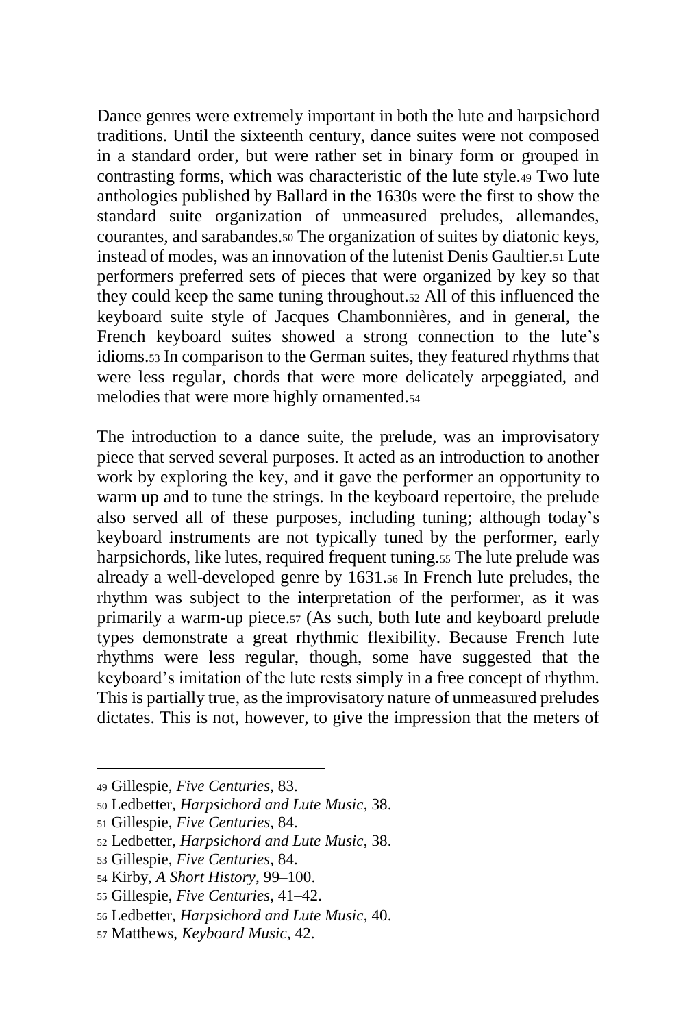Dance genres were extremely important in both the lute and harpsichord traditions. Until the sixteenth century, dance suites were not composed in a standard order, but were rather set in binary form or grouped in contrasting forms, which was characteristic of the lute style.[49] Two lute anthologies published by Ballard in the 1630s were the first to show the standard suite organization of unmeasured preludes, allemandes, courantes, and sarabandes.[50] The organization of suites by diatonic keys, instead of modes, was an innovation of the lutenist Denis Gaultier.[51] Lute performers preferred sets of pieces that were organized by key so that they could keep the same tuning throughout.[52] All of this influenced the keyboard suite style of Jacques Chambonnières, and in general, the French keyboard suites showed a strong connection to the lute's idioms.[53] In comparison to the German suites, they featured rhythms that were less regular, chords that were more delicately arpeggiated, and melodies that were more highly ornamented.[54]

The introduction to a dance suite, the prelude, was an improvisatory piece that served several purposes. It acted as an introduction to another work by exploring the key, and it gave the performer an opportunity to warm up and to tune the strings. In the keyboard repertoire, the prelude also served all of these purposes, including tuning; although today's keyboard instruments are not typically tuned by the performer, early harpsichords, like lutes, required frequent tuning.[55] The lute prelude was already a well-developed genre by 1631.[56] In French lute preludes, the rhythm was subject to the interpretation of the performer, as it was primarily a warm-up piece.[57] (As such, both lute and keyboard prelude types demonstrate a great rhythmic flexibility. Because French lute rhythms were less regular, though, some have suggested that the keyboard's imitation of the lute rests simply in a free concept of rhythm. This is partially true, as the improvisatory nature of unmeasured preludes dictates. This is not, however, to give the impression that the meters of

---

49 Gillespie, *Five Centuries*, 83.

50 Ledbetter, *Harpsichord and Lute Music*, 38.

51 Gillespie, *Five Centuries*, 84.

52 Ledbetter, *Harpsichord and Lute Music*, 38.

53 Gillespie, *Five Centuries*, 84.

54 Kirby, *A Short History*, 99–100.

55 Gillespie, *Five Centuries*, 41–42.

56 Ledbetter, *Harpsichord and Lute Music*, 40.

57 Matthews, *Keyboard Music*, 42.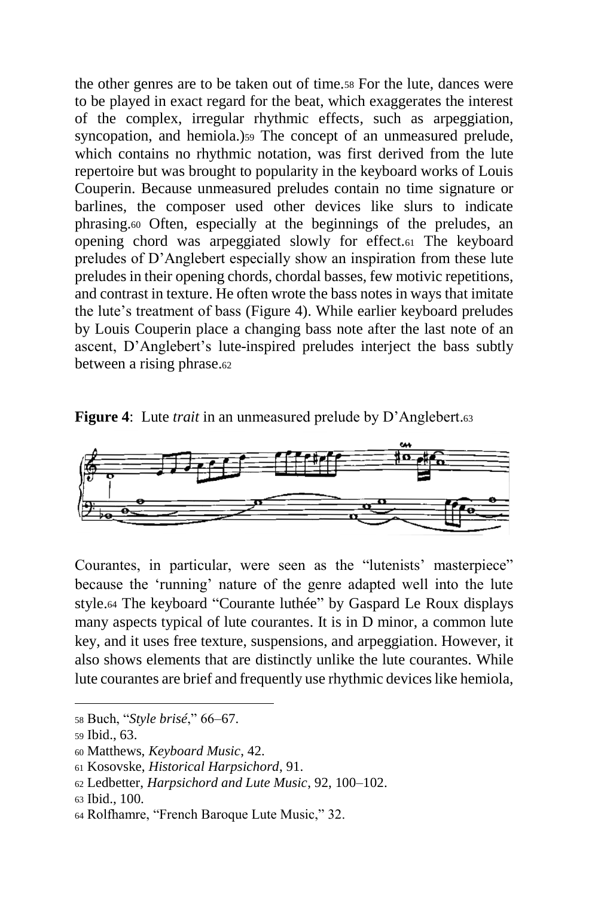the other genres are to be taken out of time.[58] For the lute, dances were to be played in exact regard for the beat, which exaggerates the interest of the complex, irregular rhythmic effects, such as arpeggiation, syncopation, and hemiola.)[59] The concept of an unmeasured prelude, which contains no rhythmic notation, was first derived from the lute repertoire but was brought to popularity in the keyboard works of Louis Couperin. Because unmeasured preludes contain no time signature or barlines, the composer used other devices like slurs to indicate phrasing.[60] Often, especially at the beginnings of the preludes, an opening chord was arpeggiated slowly for effect.[61] The keyboard preludes of D'Anglebert especially show an inspiration from these lute preludes in their opening chords, chordal basses, few motivic repetitions, and contrast in texture. He often wrote the bass notes in ways that imitate the lute's treatment of bass (Figure 4). While earlier keyboard preludes by Louis Couperin place a changing bass note after the last note of an ascent, D'Anglebert's lute-inspired preludes interject the bass subtly between a rising phrase.[62]

**Figure 4**: Lute *trait* in an unmeasured prelude by D'Anglebert.[63]

Courantes, in particular, were seen as the "lutenists' masterpiece" because the 'running' nature of the genre adapted well into the lute style.[64] The keyboard "Courante luthée" by Gaspard Le Roux displays many aspects typical of lute courantes. It is in D minor, a common lute key, and it uses free texture, suspensions, and arpeggiation. However, it also shows elements that are distinctly unlike the lute courantes. While lute courantes are brief and frequently use rhythmic devices like hemiola,

---

[58] Buch, "*Style brisé*," 66–67.

[59] Ibid., 63.

[60] Matthews, *Keyboard Music*, 42.

[61] Kosovske, *Historical Harpsichord*, 91.

[62] Ledbetter, *Harpsichord and Lute Music*, 92, 100–102.

[63] Ibid., 100.

[64] Rolfhamre, "French Baroque Lute Music," 32.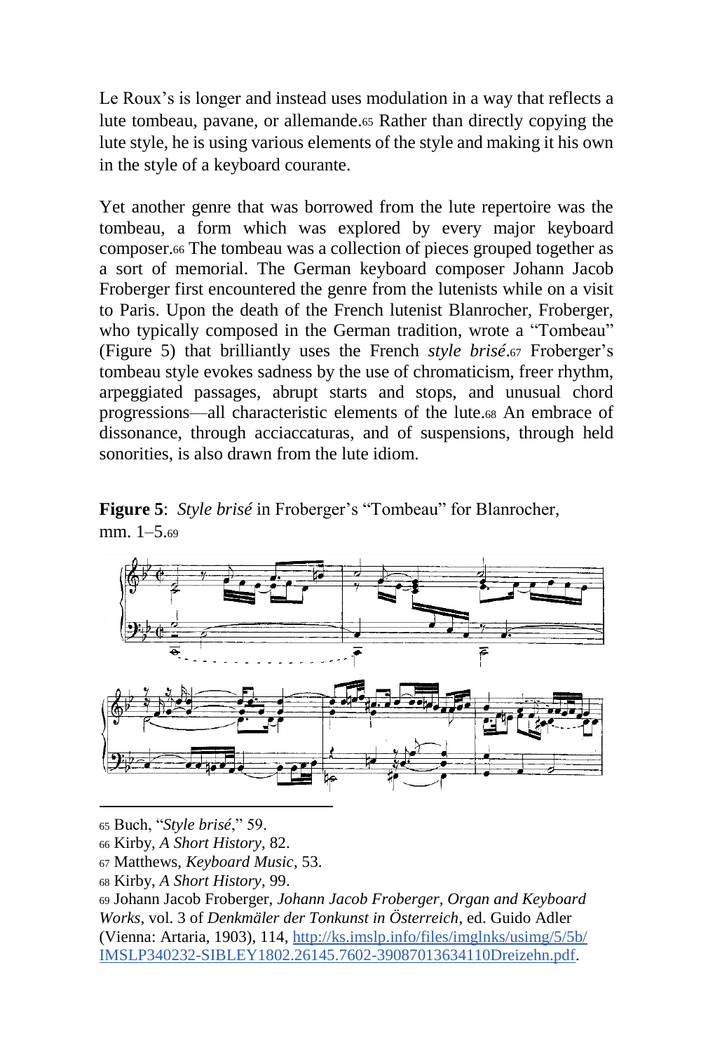Le Roux's is longer and instead uses modulation in a way that reflects a lute tombeau, pavane, or allemande.[65] Rather than directly copying the lute style, he is using various elements of the style and making it his own in the style of a keyboard courante.

Yet another genre that was borrowed from the lute repertoire was the tombeau, a form which was explored by every major keyboard composer.[66] The tombeau was a collection of pieces grouped together as a sort of memorial. The German keyboard composer Johann Jacob Froberger first encountered the genre from the lutenists while on a visit to Paris. Upon the death of the French lutenist Blanrocher, Froberger, who typically composed in the German tradition, wrote a "Tombeau" (Figure 5) that brilliantly uses the French *style brisé*.[67] Froberger's tombeau style evokes sadness by the use of chromaticism, freer rhythm, arpeggiated passages, abrupt starts and stops, and unusual chord progressions—all characteristic elements of the lute.[68] An embrace of dissonance, through acciaccaturas, and of suspensions, through held sonorities, is also drawn from the lute idiom.

**Figure 5**: *Style brisé* in Froberger's "Tombeau" for Blanrocher, mm. 1–5.[69]

---

[65] Buch, "*Style brisé*," 59.

[66] Kirby, *A Short History*, 82.

[67] Matthews, *Keyboard Music*, 53.

[68] Kirby, *A Short History*, 99.

[69] Johann Jacob Froberger, *Johann Jacob Froberger, Organ and Keyboard Works*, vol. 3 of *Denkmäler der Tonkunst in Österreich*, ed. Guido Adler (Vienna: Artaria, 1903), 114, http://ks.imslp.info/files/imglnks/usimg/5/5b/IMSLP340232-SIBLEY1802.26145.7602-39087013634110Dreizehn.pdf.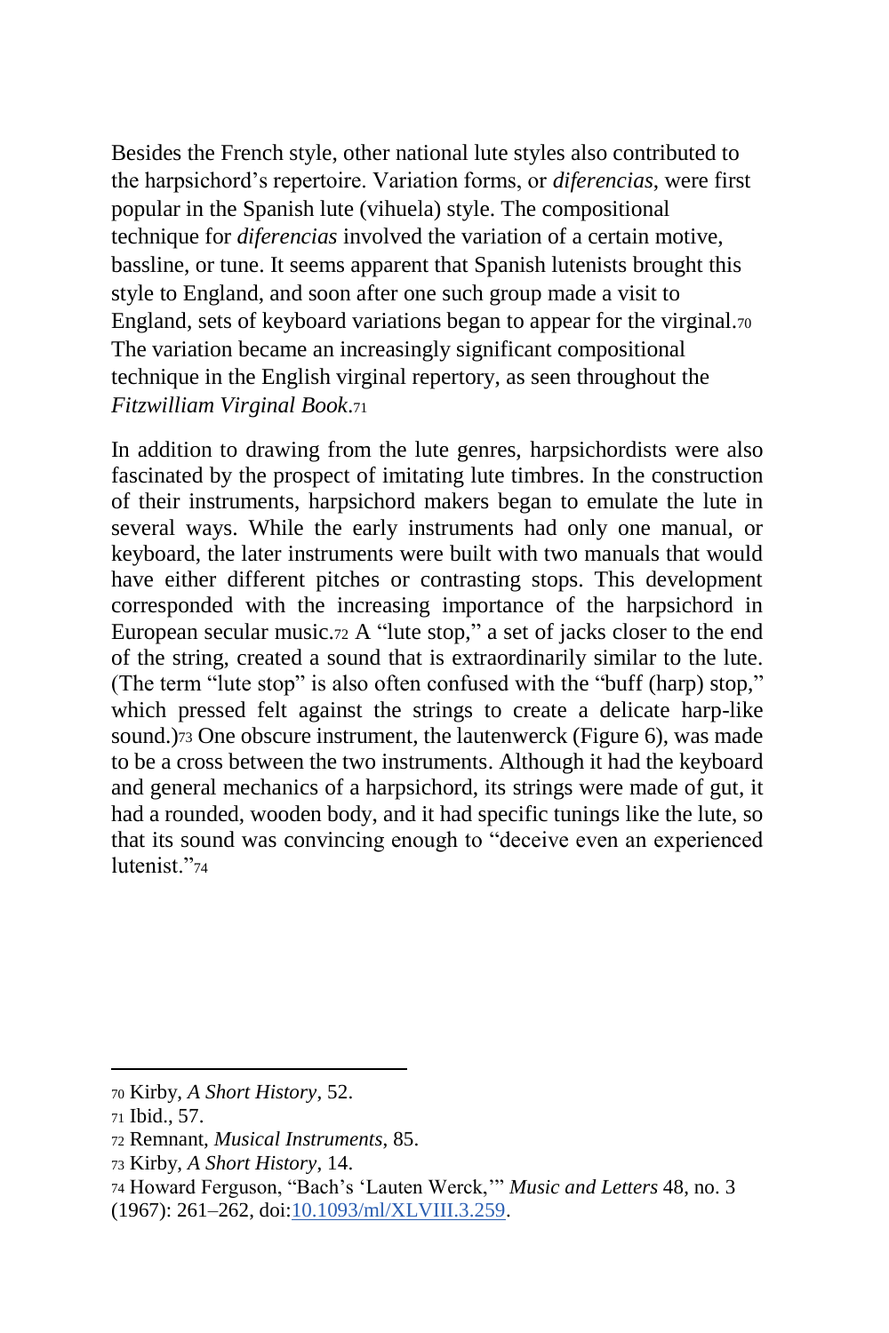Besides the French style, other national lute styles also contributed to the harpsichord's repertoire. Variation forms, or *diferencias*, were first popular in the Spanish lute (vihuela) style. The compositional technique for *diferencias* involved the variation of a certain motive, bassline, or tune. It seems apparent that Spanish lutenists brought this style to England, and soon after one such group made a visit to England, sets of keyboard variations began to appear for the virginal.[70] The variation became an increasingly significant compositional technique in the English virginal repertory, as seen throughout the *Fitzwilliam Virginal Book*.[71]

In addition to drawing from the lute genres, harpsichordists were also fascinated by the prospect of imitating lute timbres. In the construction of their instruments, harpsichord makers began to emulate the lute in several ways. While the early instruments had only one manual, or keyboard, the later instruments were built with two manuals that would have either different pitches or contrasting stops. This development corresponded with the increasing importance of the harpsichord in European secular music.[72] A "lute stop," a set of jacks closer to the end of the string, created a sound that is extraordinarily similar to the lute. (The term "lute stop" is also often confused with the "buff (harp) stop," which pressed felt against the strings to create a delicate harp-like sound.)[73] One obscure instrument, the lautenwerck (Figure 6), was made to be a cross between the two instruments. Although it had the keyboard and general mechanics of a harpsichord, its strings were made of gut, it had a rounded, wooden body, and it had specific tunings like the lute, so that its sound was convincing enough to "deceive even an experienced lutenist."[74]

---

[70] Kirby, *A Short History*, 52.

[71] Ibid., 57.

[72] Remnant, *Musical Instruments*, 85.

[73] Kirby, *A Short History*, 14.

[74] Howard Ferguson, "Bach's 'Lauten Werck,'" *Music and Letters* 48, no. 3 (1967): 261–262, doi:10.1093/ml/XLVIII.3.259.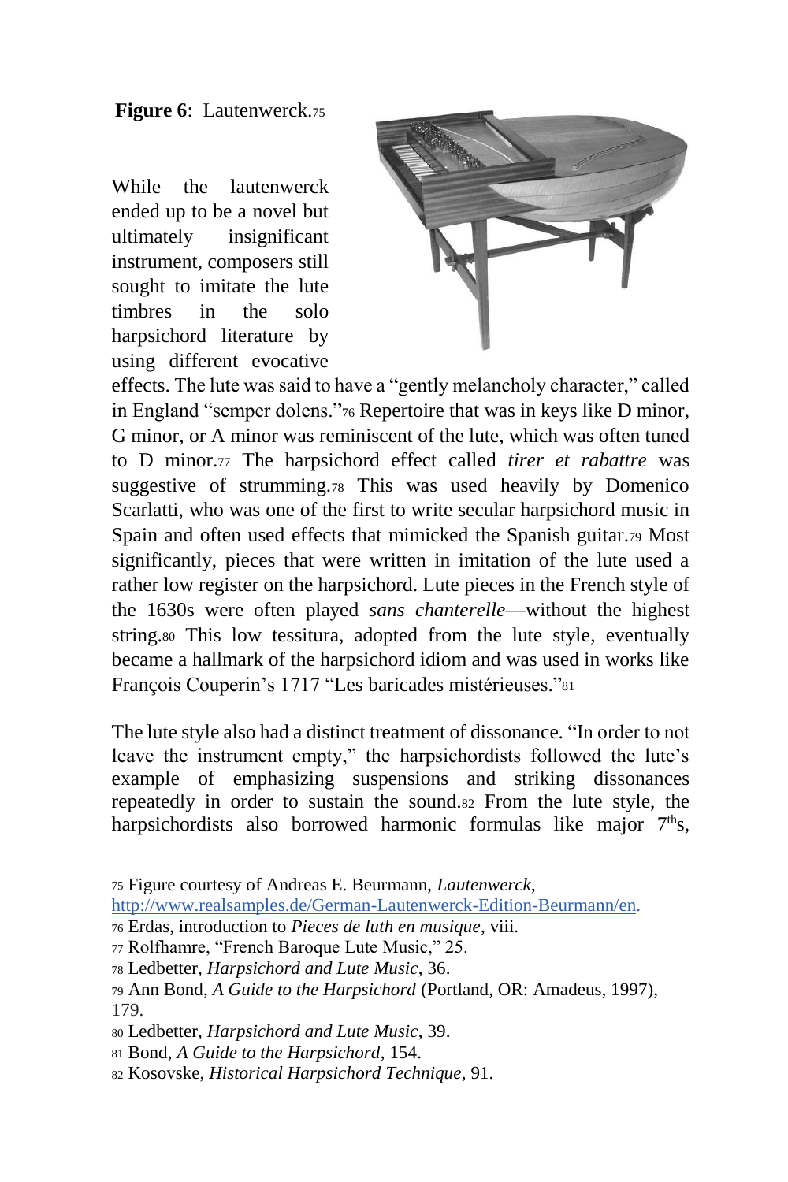**Figure 6**: Lautenwerck.[75]

While the lautenwerck ended up to be a novel but ultimately insignificant instrument, composers still sought to imitate the lute timbres in the solo harpsichord literature by using different evocative effects. The lute was said to have a "gently melancholy character," called in England "semper dolens."[76] Repertoire that was in keys like D minor, G minor, or A minor was reminiscent of the lute, which was often tuned to D minor.[77] The harpsichord effect called *tirer et rabattre* was suggestive of strumming.[78] This was used heavily by Domenico Scarlatti, who was one of the first to write secular harpsichord music in Spain and often used effects that mimicked the Spanish guitar.[79] Most significantly, pieces that were written in imitation of the lute used a rather low register on the harpsichord. Lute pieces in the French style of the 1630s were often played *sans chanterelle*—without the highest string.[80] This low tessitura, adopted from the lute style, eventually became a hallmark of the harpsichord idiom and was used in works like François Couperin's 1717 "Les baricades mistérieuses."[81]

The lute style also had a distinct treatment of dissonance. "In order to not leave the instrument empty," the harpsichordists followed the lute's example of emphasizing suspensions and striking dissonances repeatedly in order to sustain the sound.[82] From the lute style, the harpsichordists also borrowed harmonic formulas like major 7^th^s,

---

75 Figure courtesy of Andreas E. Beurmann, *Lautenwerck*, http://www.realsamples.de/German-Lautenwerck-Edition-Beurmann/en.

76 Erdas, introduction to *Pieces de luth en musique*, viii.

77 Rolfhamre, "French Baroque Lute Music," 25.

78 Ledbetter, *Harpsichord and Lute Music*, 36.

79 Ann Bond, *A Guide to the Harpsichord* (Portland, OR: Amadeus, 1997), 179.

80 Ledbetter, *Harpsichord and Lute Music*, 39.

81 Bond, *A Guide to the Harpsichord*, 154.

82 Kosovske, *Historical Harpsichord Technique*, 91.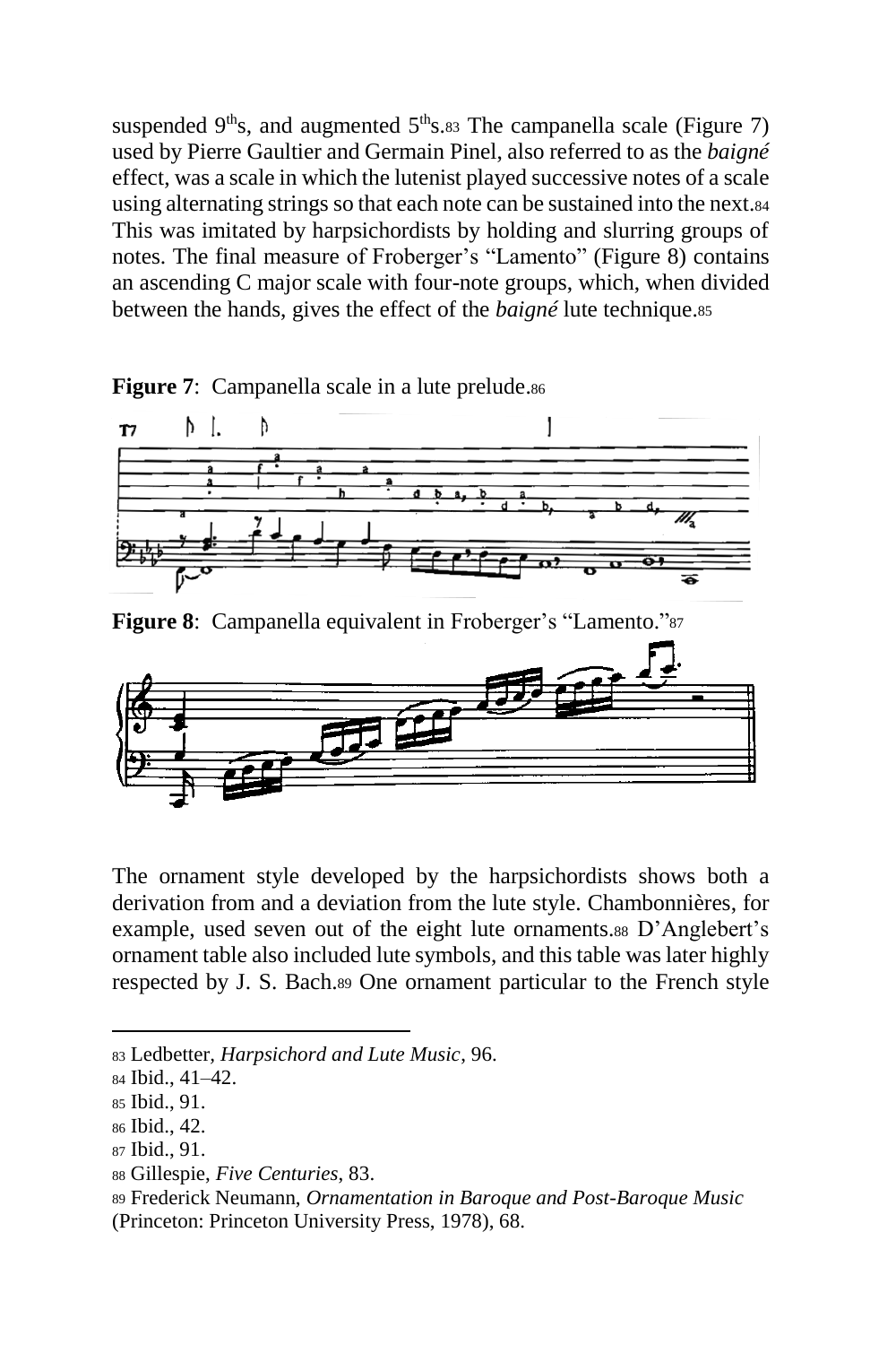suspended 9ths, and augmented 5ths.[83] The campanella scale (Figure 7) used by Pierre Gaultier and Germain Pinel, also referred to as the *baigné* effect, was a scale in which the lutenist played successive notes of a scale using alternating strings so that each note can be sustained into the next.[84] This was imitated by harpsichordists by holding and slurring groups of notes. The final measure of Froberger's "Lamento" (Figure 8) contains an ascending C major scale with four-note groups, which, when divided between the hands, gives the effect of the *baigné* lute technique.[85]

**Figure 7**: Campanella scale in a lute prelude.[86]

**Figure 8**: Campanella equivalent in Froberger's "Lamento."[87]

The ornament style developed by the harpsichordists shows both a derivation from and a deviation from the lute style. Chambonnières, for example, used seven out of the eight lute ornaments.[88] D'Anglebert's ornament table also included lute symbols, and this table was later highly respected by J. S. Bach.[89] One ornament particular to the French style

---

[83] Ledbetter, *Harpsichord and Lute Music*, 96.
[84] Ibid., 41–42.
[85] Ibid., 91.
[86] Ibid., 42.
[87] Ibid., 91.
[88] Gillespie, *Five Centuries*, 83.
[89] Frederick Neumann, *Ornamentation in Baroque and Post-Baroque Music* (Princeton: Princeton University Press, 1978), 68.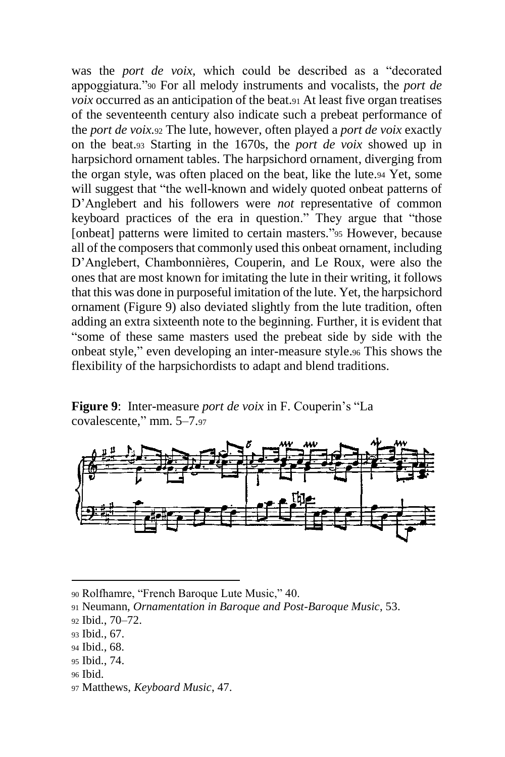was the *port de voix,* which could be described as a "decorated appoggiatura."[90] For all melody instruments and vocalists, the *port de voix* occurred as an anticipation of the beat.[91] At least five organ treatises of the seventeenth century also indicate such a prebeat performance of the *port de voix.*[92] The lute, however, often played a *port de voix* exactly on the beat.[93] Starting in the 1670s, the *port de voix* showed up in harpsichord ornament tables. The harpsichord ornament, diverging from the organ style, was often placed on the beat, like the lute.[94] Yet, some will suggest that "the well-known and widely quoted onbeat patterns of D'Anglebert and his followers were *not* representative of common keyboard practices of the era in question." They argue that "those [onbeat] patterns were limited to certain masters."[95] However, because all of the composers that commonly used this onbeat ornament, including D'Anglebert, Chambonnières, Couperin, and Le Roux, were also the ones that are most known for imitating the lute in their writing, it follows that this was done in purposeful imitation of the lute. Yet, the harpsichord ornament (Figure 9) also deviated slightly from the lute tradition, often adding an extra sixteenth note to the beginning. Further, it is evident that "some of these same masters used the prebeat side by side with the onbeat style," even developing an inter-measure style.[96] This shows the flexibility of the harpsichordists to adapt and blend traditions.

**Figure 9**: Inter-measure *port de voix* in F. Couperin's "La covalescente," mm. 5–7.[97]

---

[90] Rolfhamre, "French Baroque Lute Music," 40.

[91] Neumann, *Ornamentation in Baroque and Post-Baroque Music*, 53.

[92] Ibid., 70–72.

[93] Ibid., 67.

[94] Ibid., 68.

[95] Ibid., 74.

[96] Ibid.

[97] Matthews, *Keyboard Music*, 47.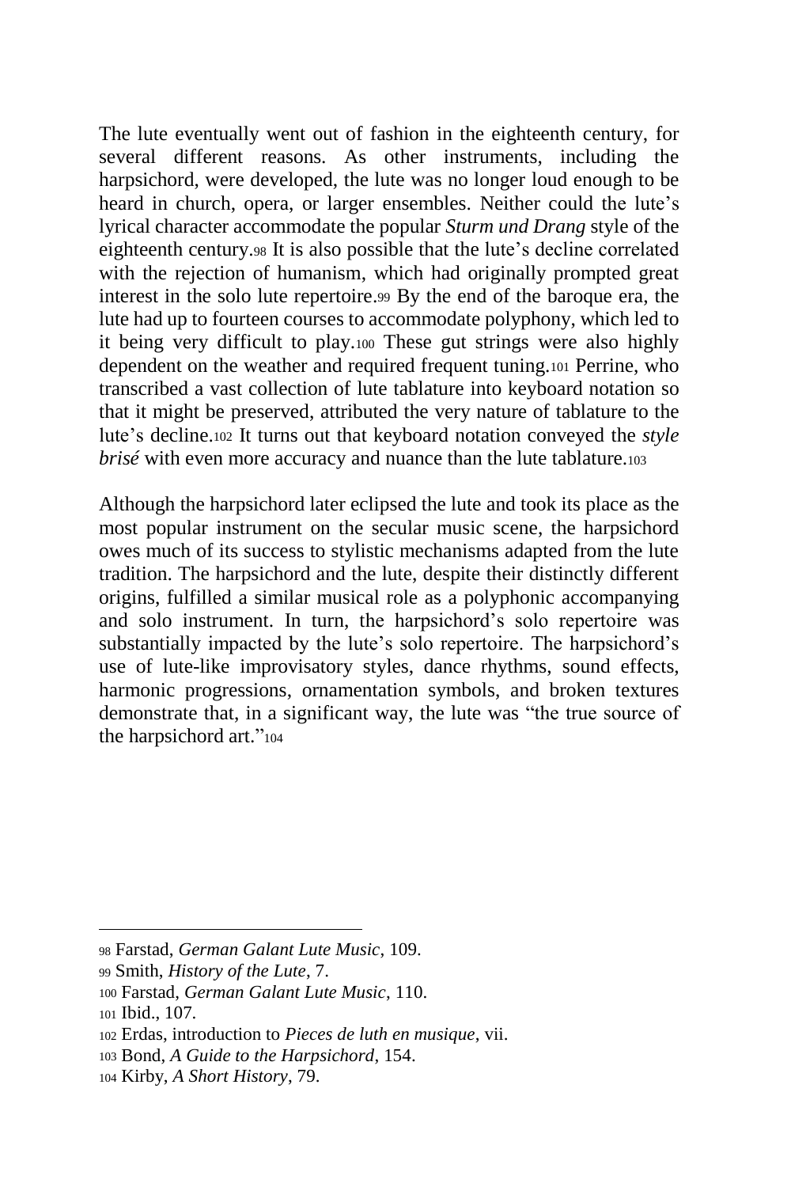The lute eventually went out of fashion in the eighteenth century, for several different reasons. As other instruments, including the harpsichord, were developed, the lute was no longer loud enough to be heard in church, opera, or larger ensembles. Neither could the lute's lyrical character accommodate the popular *Sturm und Drang* style of the eighteenth century.[98] It is also possible that the lute's decline correlated with the rejection of humanism, which had originally prompted great interest in the solo lute repertoire.[99] By the end of the baroque era, the lute had up to fourteen courses to accommodate polyphony, which led to it being very difficult to play.[100] These gut strings were also highly dependent on the weather and required frequent tuning.[101] Perrine, who transcribed a vast collection of lute tablature into keyboard notation so that it might be preserved, attributed the very nature of tablature to the lute's decline.[102] It turns out that keyboard notation conveyed the *style brisé* with even more accuracy and nuance than the lute tablature.[103]

Although the harpsichord later eclipsed the lute and took its place as the most popular instrument on the secular music scene, the harpsichord owes much of its success to stylistic mechanisms adapted from the lute tradition. The harpsichord and the lute, despite their distinctly different origins, fulfilled a similar musical role as a polyphonic accompanying and solo instrument. In turn, the harpsichord's solo repertoire was substantially impacted by the lute's solo repertoire. The harpsichord's use of lute-like improvisatory styles, dance rhythms, sound effects, harmonic progressions, ornamentation symbols, and broken textures demonstrate that, in a significant way, the lute was "the true source of the harpsichord art."[104]

---

[98] Farstad, *German Galant Lute Music*, 109.

[99] Smith, *History of the Lute*, 7.

[100] Farstad, *German Galant Lute Music*, 110.

[101] Ibid., 107.

[102] Erdas, introduction to *Pieces de luth en musique*, vii.

[103] Bond, *A Guide to the Harpsichord*, 154.

[104] Kirby, *A Short History*, 79.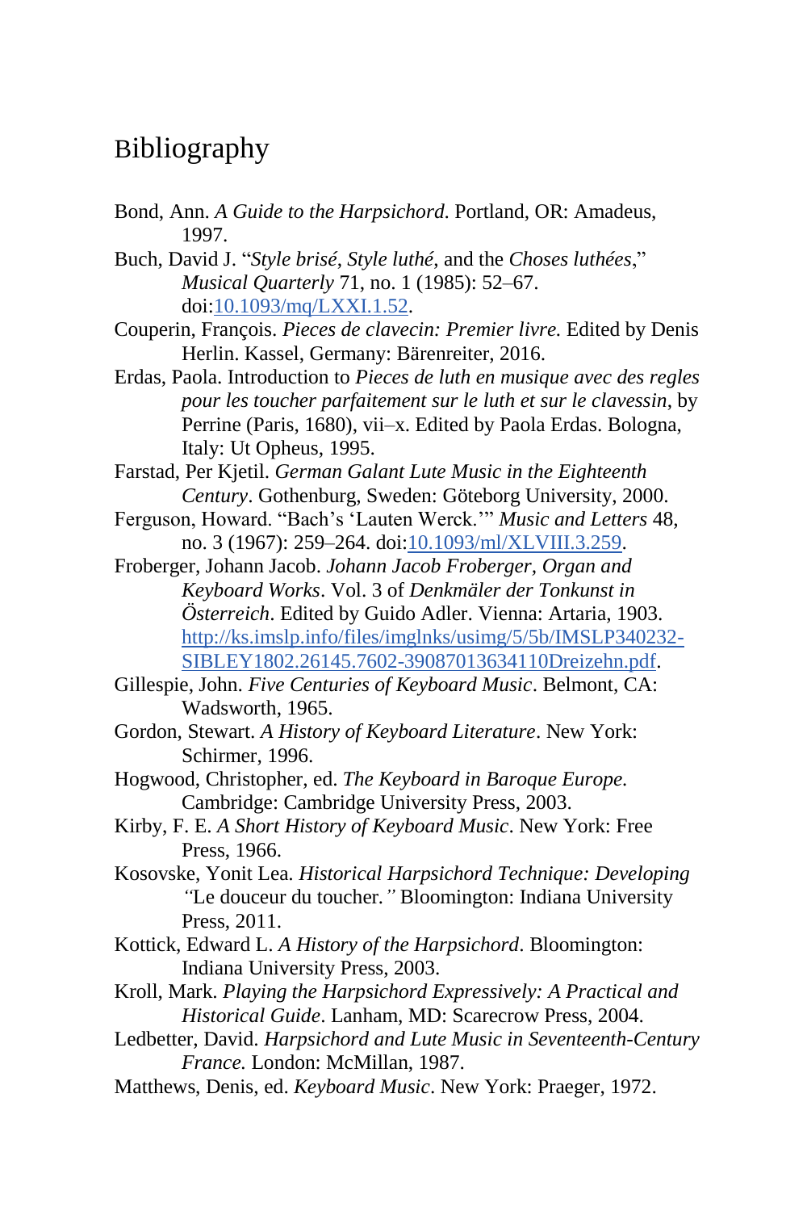# Bibliography

Bond, Ann. *A Guide to the Harpsichord.* Portland, OR: Amadeus, 1997.

Buch, David J. "*Style brisé*, *Style luthé*, and the *Choses luthées*," *Musical Quarterly* 71, no. 1 (1985): 52–67. doi:[10.1093/mq/LXXI.1.52](https://doi.org/10.1093/mq/LXXI.1.52).

Couperin, François. *Pieces de clavecin: Premier livre.* Edited by Denis Herlin. Kassel, Germany: Bärenreiter, 2016.

Erdas, Paola. Introduction to *Pieces de luth en musique avec des regles pour les toucher parfaitement sur le luth et sur le clavessin*, by Perrine (Paris, 1680), vii–x. Edited by Paola Erdas. Bologna, Italy: Ut Opheus, 1995.

Farstad, Per Kjetil. *German Galant Lute Music in the Eighteenth Century*. Gothenburg, Sweden: Göteborg University, 2000.

Ferguson, Howard. "Bach's 'Lauten Werck.'" *Music and Letters* 48, no. 3 (1967): 259–264. doi:[10.1093/ml/XLVIII.3.259](https://doi.org/10.1093/ml/XLVIII.3.259).

Froberger, Johann Jacob. *Johann Jacob Froberger, Organ and Keyboard Works*. Vol. 3 of *Denkmäler der Tonkunst in Österreich*. Edited by Guido Adler. Vienna: Artaria, 1903. [http://ks.imslp.info/files/imglnks/usimg/5/5b/IMSLP340232-SIBLEY1802.26145.7602-39087013634110Dreizehn.pdf](http://ks.imslp.info/files/imglnks/usimg/5/5b/IMSLP340232-SIBLEY1802.26145.7602-39087013634110Dreizehn.pdf).

Gillespie, John. *Five Centuries of Keyboard Music*. Belmont, CA: Wadsworth, 1965.

Gordon, Stewart. *A History of Keyboard Literature*. New York: Schirmer, 1996.

Hogwood, Christopher, ed. *The Keyboard in Baroque Europe.* Cambridge: Cambridge University Press, 2003.

Kirby, F. E. *A Short History of Keyboard Music*. New York: Free Press, 1966.

Kosovske, Yonit Lea. *Historical Harpsichord Technique: Developing "*Le douceur du toucher.*"* Bloomington: Indiana University Press, 2011.

Kottick, Edward L. *A History of the Harpsichord*. Bloomington: Indiana University Press, 2003.

Kroll, Mark. *Playing the Harpsichord Expressively: A Practical and Historical Guide*. Lanham, MD: Scarecrow Press, 2004.

Ledbetter, David. *Harpsichord and Lute Music in Seventeenth-Century France.* London: McMillan, 1987.

Matthews, Denis, ed. *Keyboard Music*. New York: Praeger, 1972.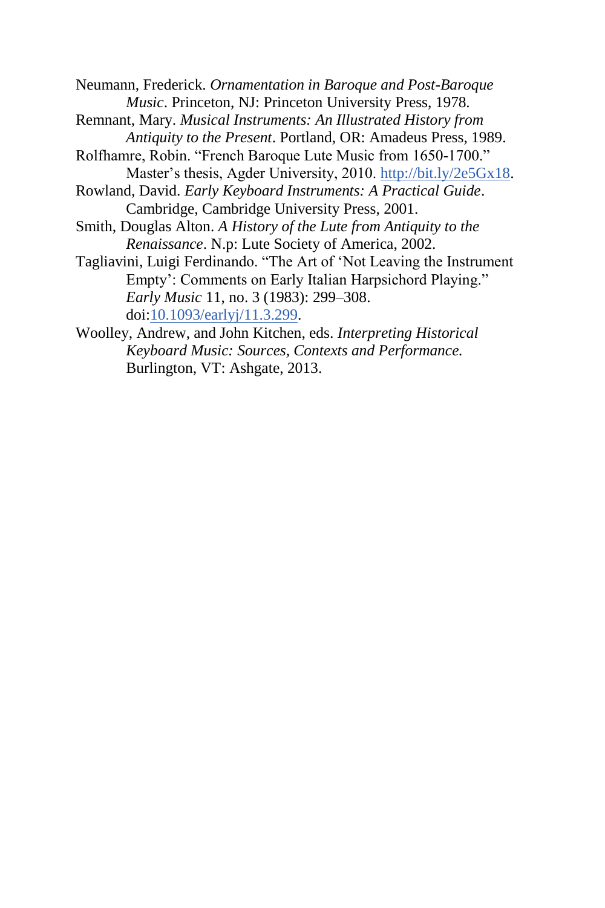Neumann, Frederick. *Ornamentation in Baroque and Post-Baroque Music*. Princeton, NJ: Princeton University Press, 1978.

Remnant, Mary. *Musical Instruments: An Illustrated History from Antiquity to the Present*. Portland, OR: Amadeus Press, 1989.

Rolfhamre, Robin. "French Baroque Lute Music from 1650-1700." Master's thesis, Agder University, 2010. http://bit.ly/2e5Gx18.

Rowland, David. *Early Keyboard Instruments: A Practical Guide*. Cambridge, Cambridge University Press, 2001.

Smith, Douglas Alton. *A History of the Lute from Antiquity to the Renaissance*. N.p: Lute Society of America, 2002.

Tagliavini, Luigi Ferdinando. "The Art of 'Not Leaving the Instrument Empty': Comments on Early Italian Harpsichord Playing." *Early Music* 11, no. 3 (1983): 299–308. doi:10.1093/earlyj/11.3.299.

Woolley, Andrew, and John Kitchen, eds. *Interpreting Historical Keyboard Music: Sources, Contexts and Performance.* Burlington, VT: Ashgate, 2013.